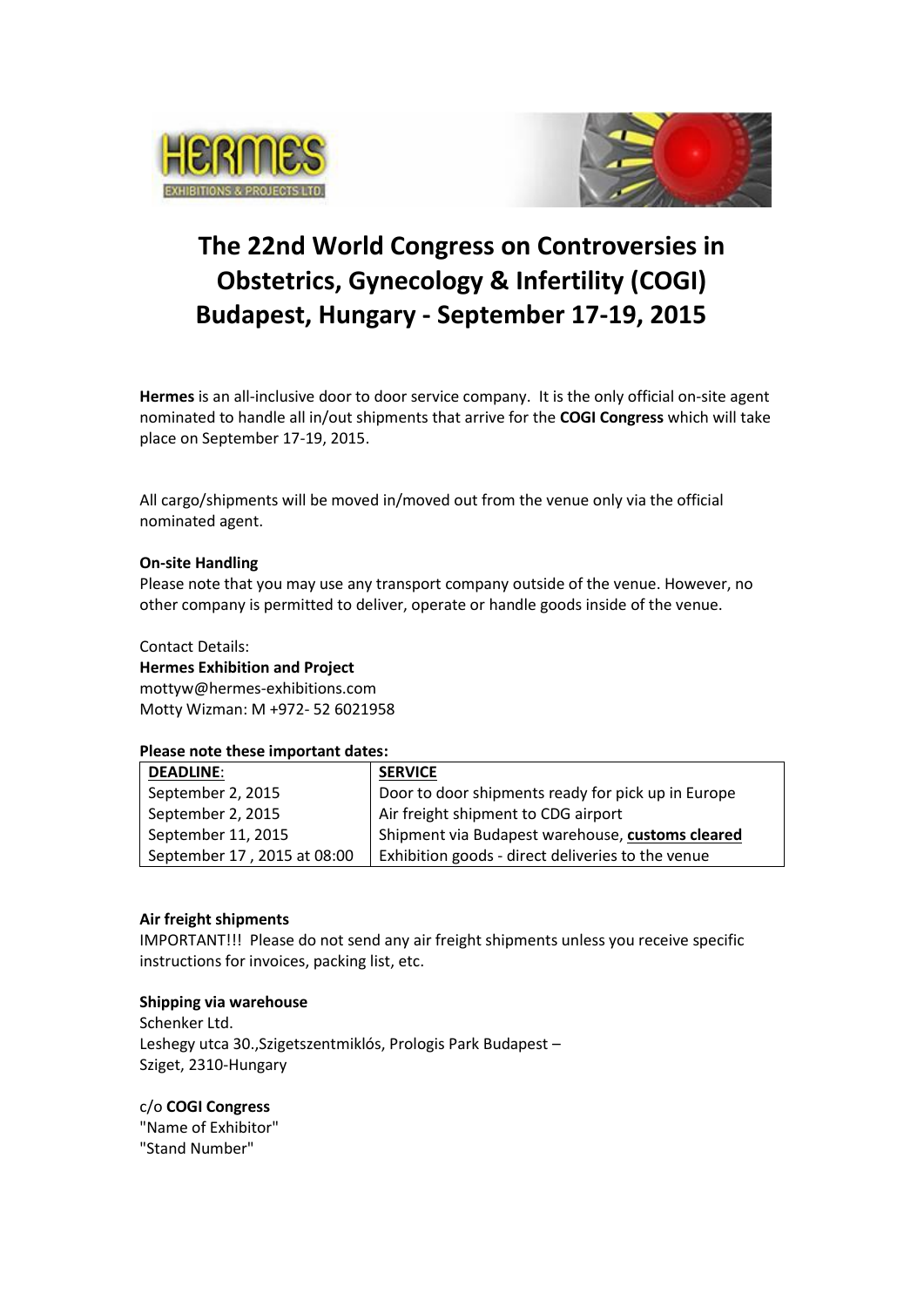# The 22nd World Congress on Controversies in Obstetrics, Gynecology & Infertility (COGI) Budapest, Hungary - September 17-19, 2015

**Hermes** is an all-inclusive door to door service company. It is the only official on-site agent nominated to handle all in/out shipments that arrive for the **COGI Congress** which will take place on September 17-19, 2015.

All cargo/shipments will be moved in/moved out from the venue only via the official nominated agent.

**On-site Handling**

Please note that you may use any transport company outside of the venue. However, no other company is permitted to deliver, operate or handle goods inside of the venue.

Contact Details:

**Hermes Exhibition and Project**

mottyw@hermes-exhibitions.com

Motty Wizman: M +972- 52 6021958

**Please note these important dates:**

| **DEADLINE**: | **SERVICE** |
|---|---|
| September 2, 2015 | Door to door shipments ready for pick up in Europe |
| September 2, 2015 | Air freight shipment to CDG airport |
| September 11, 2015 | Shipment via Budapest warehouse, **customs cleared** |
| September 17 , 2015 at 08:00 | Exhibition goods - direct deliveries to the venue |

**Air freight shipments**

IMPORTANT!!! Please do not send any air freight shipments unless you receive specific instructions for invoices, packing list, etc.

**Shipping via warehouse**

Schenker Ltd.
Leshegy utca 30.,Szigetszentmiklós, Prologis Park Budapest –
Sziget, 2310-Hungary

c/o **COGI Congress**
"Name of Exhibitor"
"Stand Number"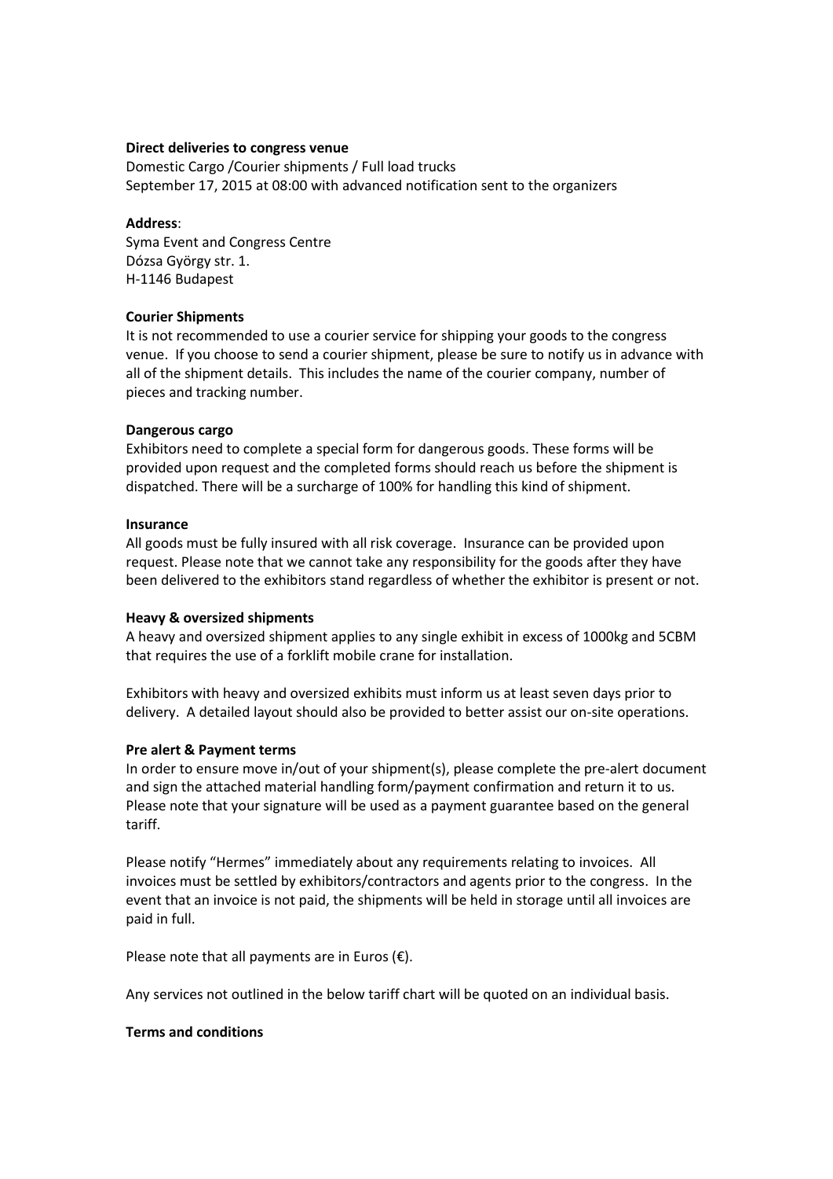**Direct deliveries to congress venue**

Domestic Cargo /Courier shipments / Full load trucks
September 17, 2015 at 08:00 with advanced notification sent to the organizers

**Address**:
Syma Event and Congress Centre
Dózsa György str. 1.
H-1146 Budapest

**Courier Shipments**

It is not recommended to use a courier service for shipping your goods to the congress venue. If you choose to send a courier shipment, please be sure to notify us in advance with all of the shipment details. This includes the name of the courier company, number of pieces and tracking number.

**Dangerous cargo**

Exhibitors need to complete a special form for dangerous goods. These forms will be provided upon request and the completed forms should reach us before the shipment is dispatched. There will be a surcharge of 100% for handling this kind of shipment.

**Insurance**

All goods must be fully insured with all risk coverage. Insurance can be provided upon request. Please note that we cannot take any responsibility for the goods after they have been delivered to the exhibitors stand regardless of whether the exhibitor is present or not.

**Heavy & oversized shipments**

A heavy and oversized shipment applies to any single exhibit in excess of 1000kg and 5CBM that requires the use of a forklift mobile crane for installation.

Exhibitors with heavy and oversized exhibits must inform us at least seven days prior to delivery. A detailed layout should also be provided to better assist our on-site operations.

**Pre alert & Payment terms**

In order to ensure move in/out of your shipment(s), please complete the pre-alert document and sign the attached material handling form/payment confirmation and return it to us. Please note that your signature will be used as a payment guarantee based on the general tariff.

Please notify "Hermes" immediately about any requirements relating to invoices. All invoices must be settled by exhibitors/contractors and agents prior to the congress. In the event that an invoice is not paid, the shipments will be held in storage until all invoices are paid in full.

Please note that all payments are in Euros (€).

Any services not outlined in the below tariff chart will be quoted on an individual basis.

**Terms and conditions**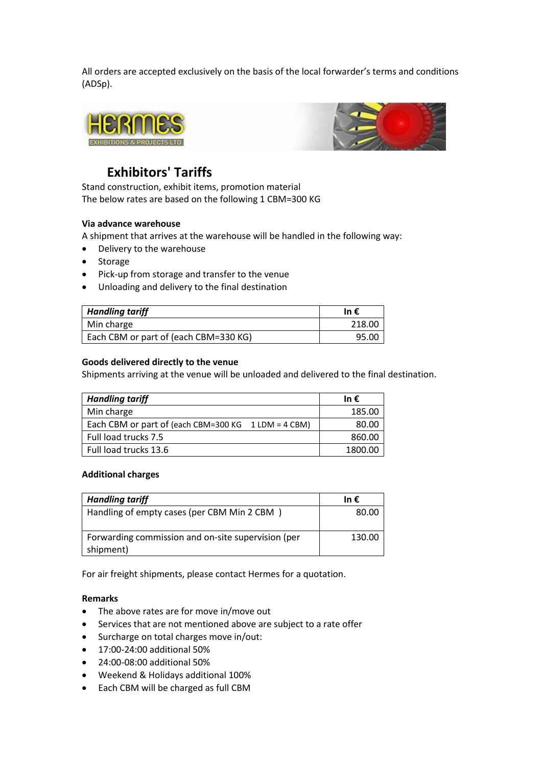All orders are accepted exclusively on the basis of the local forwarder's terms and conditions (ADSp).

# Exhibitors' Tariffs

Stand construction, exhibit items, promotion material
The below rates are based on the following 1 CBM=300 KG

**Via advance warehouse**

A shipment that arrives at the warehouse will be handled in the following way:

- Delivery to the warehouse
- Storage
- Pick-up from storage and transfer to the venue
- Unloading and delivery to the final destination

| *Handling tariff* | In € |
|---|---|
| Min charge | 218.00 |
| Each CBM or part of (each CBM=330 KG) | 95.00 |

**Goods delivered directly to the venue**

Shipments arriving at the venue will be unloaded and delivered to the final destination.

| *Handling tariff* | In € |
|---|---|
| Min charge | 185.00 |
| Each CBM or part of (each CBM=300 KG 1 LDM = 4 CBM) | 80.00 |
| Full load trucks 7.5 | 860.00 |
| Full load trucks 13.6 | 1800.00 |

**Additional charges**

| *Handling tariff* | In € |
|---|---|
| Handling of empty cases (per CBM Min 2 CBM ) | 80.00 |
| Forwarding commission and on-site supervision (per shipment) | 130.00 |

For air freight shipments, please contact Hermes for a quotation.

**Remarks**

- The above rates are for move in/move out
- Services that are not mentioned above are subject to a rate offer
- Surcharge on total charges move in/out:
- 17:00-24:00 additional 50%
- 24:00-08:00 additional 50%
- Weekend & Holidays additional 100%
- Each CBM will be charged as full CBM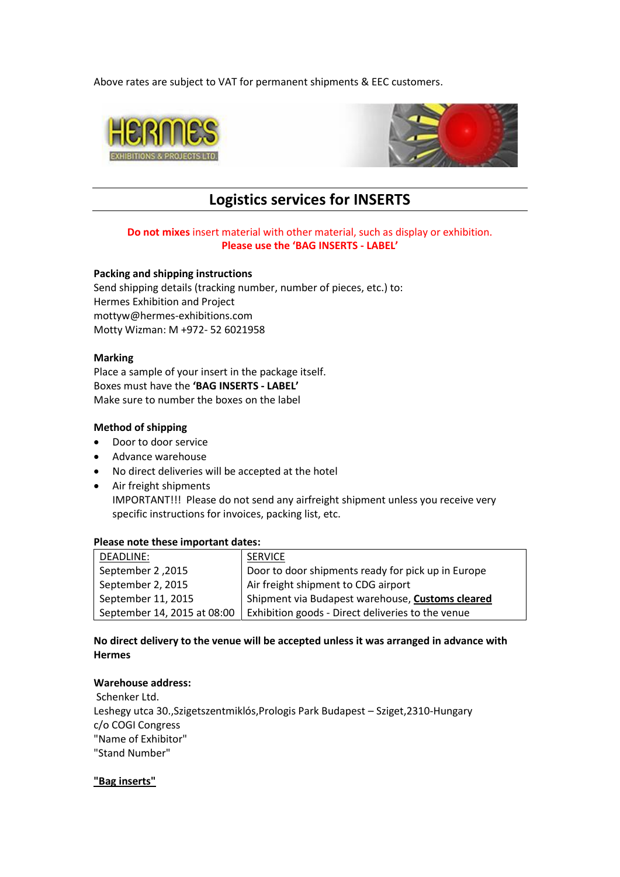Above rates are subject to VAT for permanent shipments & EEC customers.

## Logistics services for INSERTS

**Do not mixes** insert material with other material, such as display or exhibition.
**Please use the 'BAG INSERTS - LABEL'**

**Packing and shipping instructions**
Send shipping details (tracking number, number of pieces, etc.) to:
Hermes Exhibition and Project
mottyw@hermes-exhibitions.com
Motty Wizman: M +972- 52 6021958

**Marking**
Place a sample of your insert in the package itself.
Boxes must have the **'BAG INSERTS - LABEL'**
Make sure to number the boxes on the label

**Method of shipping**

- Door to door service
- Advance warehouse
- No direct deliveries will be accepted at the hotel
- Air freight shipments
  IMPORTANT!!! Please do not send any airfreight shipment unless you receive very specific instructions for invoices, packing list, etc.

**Please note these important dates:**

| DEADLINE: | SERVICE |
|---|---|
| September 2 ,2015 | Door to door shipments ready for pick up in Europe |
| September 2, 2015 | Air freight shipment to CDG airport |
| September 11, 2015 | Shipment via Budapest warehouse, **Customs cleared** |
| September 14, 2015 at 08:00 | Exhibition goods - Direct deliveries to the venue |

**No direct delivery to the venue will be accepted unless it was arranged in advance with Hermes**

**Warehouse address:**
Schenker Ltd.
Leshegy utca 30.,Szigetszentmiklós,Prologis Park Budapest – Sziget,2310-Hungary
c/o COGI Congress
"Name of Exhibitor"
"Stand Number"

**"Bag inserts"**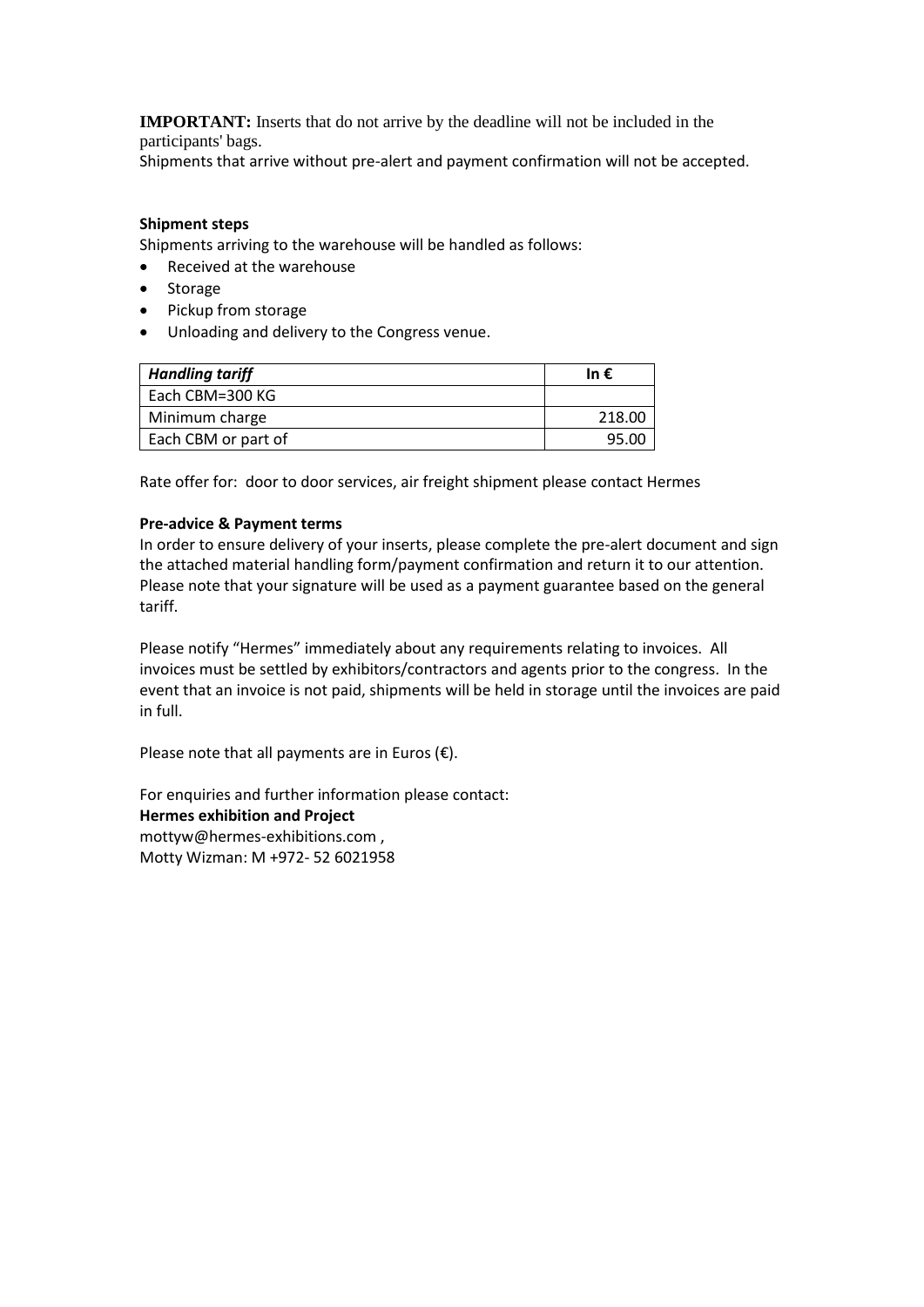**IMPORTANT:** Inserts that do not arrive by the deadline will not be included in the participants' bags.
Shipments that arrive without pre-alert and payment confirmation will not be accepted.

**Shipment steps**

Shipments arriving to the warehouse will be handled as follows:

- Received at the warehouse
- Storage
- Pickup from storage
- Unloading and delivery to the Congress venue.

| ***Handling tariff*** | **In €** |
|---|---|
| Each CBM=300 KG | |
| Minimum charge | 218.00 |
| Each CBM or part of | 95.00 |

Rate offer for: door to door services, air freight shipment please contact Hermes

**Pre-advice & Payment terms**

In order to ensure delivery of your inserts, please complete the pre-alert document and sign the attached material handling form/payment confirmation and return it to our attention. Please note that your signature will be used as a payment guarantee based on the general tariff.

Please notify "Hermes" immediately about any requirements relating to invoices. All invoices must be settled by exhibitors/contractors and agents prior to the congress. In the event that an invoice is not paid, shipments will be held in storage until the invoices are paid in full.

Please note that all payments are in Euros (€).

For enquiries and further information please contact:
**Hermes exhibition and Project**
mottyw@hermes-exhibitions.com ,
Motty Wizman: M +972- 52 6021958